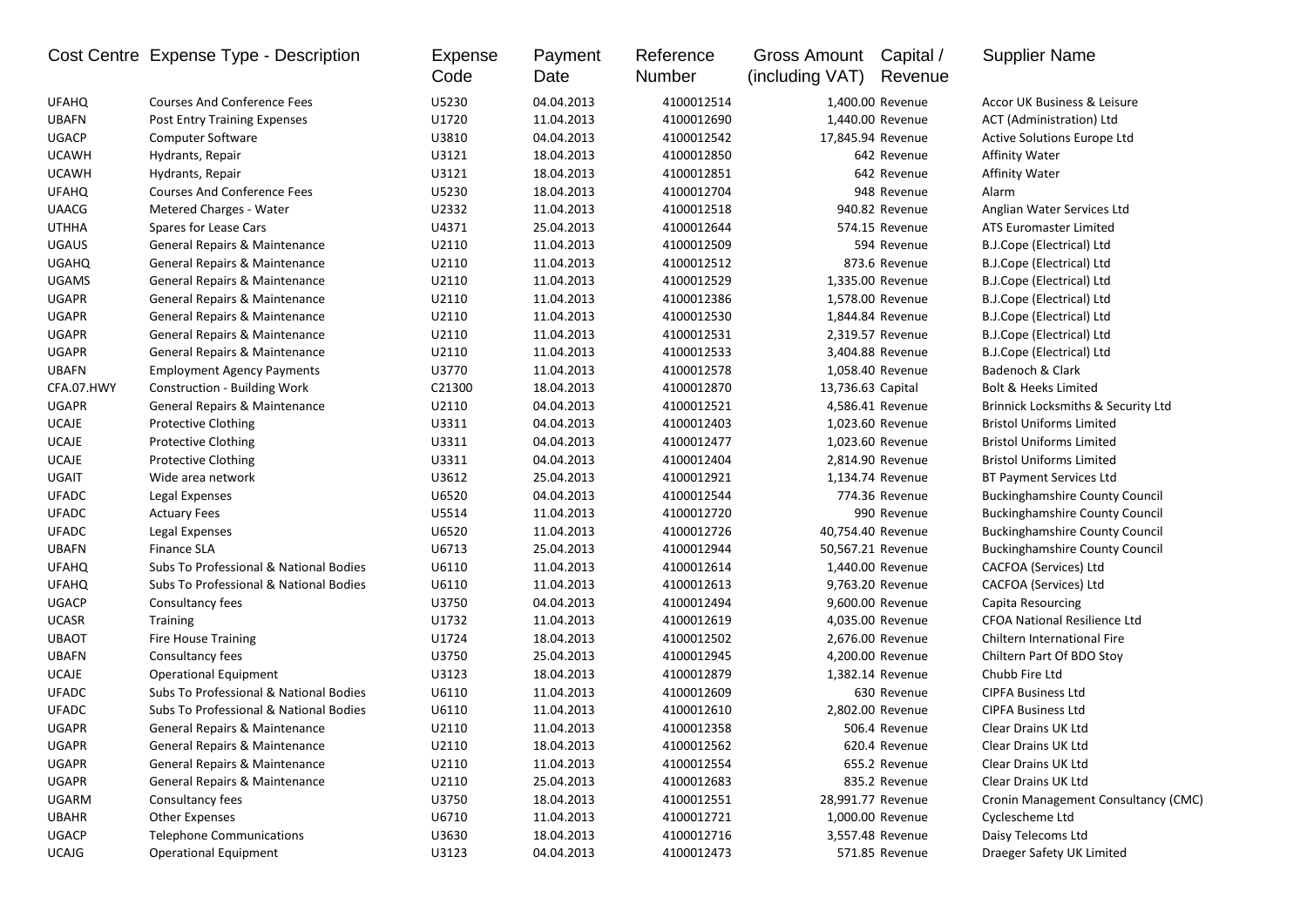| Cost Centre | Expense Type - Description | Expense Code | Payment Date | Reference Number | Gross Amount (including VAT) | Capital / Revenue | Supplier Name |
|---|---|---|---|---|---|---|---|
| UFAHQ | Courses And Conference Fees | U5230 | 04.04.2013 | 4100012514 | 1,400.00 | Revenue | Accor UK Business & Leisure |
| UBAFN | Post Entry Training Expenses | U1720 | 11.04.2013 | 4100012690 | 1,440.00 | Revenue | ACT (Administration) Ltd |
| UGACP | Computer Software | U3810 | 04.04.2013 | 4100012542 | 17,845.94 | Revenue | Active Solutions Europe Ltd |
| UCAWH | Hydrants, Repair | U3121 | 18.04.2013 | 4100012850 | 642 | Revenue | Affinity Water |
| UCAWH | Hydrants, Repair | U3121 | 18.04.2013 | 4100012851 | 642 | Revenue | Affinity Water |
| UFAHQ | Courses And Conference Fees | U5230 | 18.04.2013 | 4100012704 | 948 | Revenue | Alarm |
| UAACG | Metered Charges - Water | U2332 | 11.04.2013 | 4100012518 | 940.82 | Revenue | Anglian Water Services Ltd |
| UTHHA | Spares for Lease Cars | U4371 | 25.04.2013 | 4100012644 | 574.15 | Revenue | ATS Euromaster Limited |
| UGAUS | General Repairs & Maintenance | U2110 | 11.04.2013 | 4100012509 | 594 | Revenue | B.J.Cope (Electrical) Ltd |
| UGAHQ | General Repairs & Maintenance | U2110 | 11.04.2013 | 4100012512 | 873.6 | Revenue | B.J.Cope (Electrical) Ltd |
| UGAMS | General Repairs & Maintenance | U2110 | 11.04.2013 | 4100012529 | 1,335.00 | Revenue | B.J.Cope (Electrical) Ltd |
| UGAPR | General Repairs & Maintenance | U2110 | 11.04.2013 | 4100012386 | 1,578.00 | Revenue | B.J.Cope (Electrical) Ltd |
| UGAPR | General Repairs & Maintenance | U2110 | 11.04.2013 | 4100012530 | 1,844.84 | Revenue | B.J.Cope (Electrical) Ltd |
| UGAPR | General Repairs & Maintenance | U2110 | 11.04.2013 | 4100012531 | 2,319.57 | Revenue | B.J.Cope (Electrical) Ltd |
| UGAPR | General Repairs & Maintenance | U2110 | 11.04.2013 | 4100012533 | 3,404.88 | Revenue | B.J.Cope (Electrical) Ltd |
| UBAFN | Employment Agency Payments | U3770 | 11.04.2013 | 4100012578 | 1,058.40 | Revenue | Badenoch & Clark |
| CFA.07.HWY | Construction - Building Work | C21300 | 18.04.2013 | 4100012870 | 13,736.63 | Capital | Bolt & Heeks Limited |
| UGAPR | General Repairs & Maintenance | U2110 | 04.04.2013 | 4100012521 | 4,586.41 | Revenue | Brinnick Locksmiths & Security Ltd |
| UCAJE | Protective Clothing | U3311 | 04.04.2013 | 4100012403 | 1,023.60 | Revenue | Bristol Uniforms Limited |
| UCAJE | Protective Clothing | U3311 | 04.04.2013 | 4100012477 | 1,023.60 | Revenue | Bristol Uniforms Limited |
| UCAJE | Protective Clothing | U3311 | 04.04.2013 | 4100012404 | 2,814.90 | Revenue | Bristol Uniforms Limited |
| UGAIT | Wide area network | U3612 | 25.04.2013 | 4100012921 | 1,134.74 | Revenue | BT Payment Services Ltd |
| UFADC | Legal Expenses | U6520 | 04.04.2013 | 4100012544 | 774.36 | Revenue | Buckinghamshire County Council |
| UFADC | Actuary Fees | U5514 | 11.04.2013 | 4100012720 | 990 | Revenue | Buckinghamshire County Council |
| UFADC | Legal Expenses | U6520 | 11.04.2013 | 4100012726 | 40,754.40 | Revenue | Buckinghamshire County Council |
| UBAFN | Finance SLA | U6713 | 25.04.2013 | 4100012944 | 50,567.21 | Revenue | Buckinghamshire County Council |
| UFAHQ | Subs To Professional & National Bodies | U6110 | 11.04.2013 | 4100012614 | 1,440.00 | Revenue | CACFOA (Services) Ltd |
| UFAHQ | Subs To Professional & National Bodies | U6110 | 11.04.2013 | 4100012613 | 9,763.20 | Revenue | CACFOA (Services) Ltd |
| UGACP | Consultancy fees | U3750 | 04.04.2013 | 4100012494 | 9,600.00 | Revenue | Capita Resourcing |
| UCASR | Training | U1732 | 11.04.2013 | 4100012619 | 4,035.00 | Revenue | CFOA National Resilience Ltd |
| UBAOT | Fire House Training | U1724 | 18.04.2013 | 4100012502 | 2,676.00 | Revenue | Chiltern International Fire |
| UBAFN | Consultancy fees | U3750 | 25.04.2013 | 4100012945 | 4,200.00 | Revenue | Chiltern Part Of BDO Stoy |
| UCAJE | Operational Equipment | U3123 | 18.04.2013 | 4100012879 | 1,382.14 | Revenue | Chubb Fire Ltd |
| UFADC | Subs To Professional & National Bodies | U6110 | 11.04.2013 | 4100012609 | 630 | Revenue | CIPFA Business Ltd |
| UFADC | Subs To Professional & National Bodies | U6110 | 11.04.2013 | 4100012610 | 2,802.00 | Revenue | CIPFA Business Ltd |
| UGAPR | General Repairs & Maintenance | U2110 | 11.04.2013 | 4100012358 | 506.4 | Revenue | Clear Drains UK Ltd |
| UGAPR | General Repairs & Maintenance | U2110 | 18.04.2013 | 4100012562 | 620.4 | Revenue | Clear Drains UK Ltd |
| UGAPR | General Repairs & Maintenance | U2110 | 11.04.2013 | 4100012554 | 655.2 | Revenue | Clear Drains UK Ltd |
| UGAPR | General Repairs & Maintenance | U2110 | 25.04.2013 | 4100012683 | 835.2 | Revenue | Clear Drains UK Ltd |
| UGARM | Consultancy fees | U3750 | 18.04.2013 | 4100012551 | 28,991.77 | Revenue | Cronin Management Consultancy (CMC) |
| UBAHR | Other Expenses | U6710 | 11.04.2013 | 4100012721 | 1,000.00 | Revenue | Cyclescheme Ltd |
| UGACP | Telephone Communications | U3630 | 18.04.2013 | 4100012716 | 3,557.48 | Revenue | Daisy Telecoms Ltd |
| UCAJG | Operational Equipment | U3123 | 04.04.2013 | 4100012473 | 571.85 | Revenue | Draeger Safety UK Limited |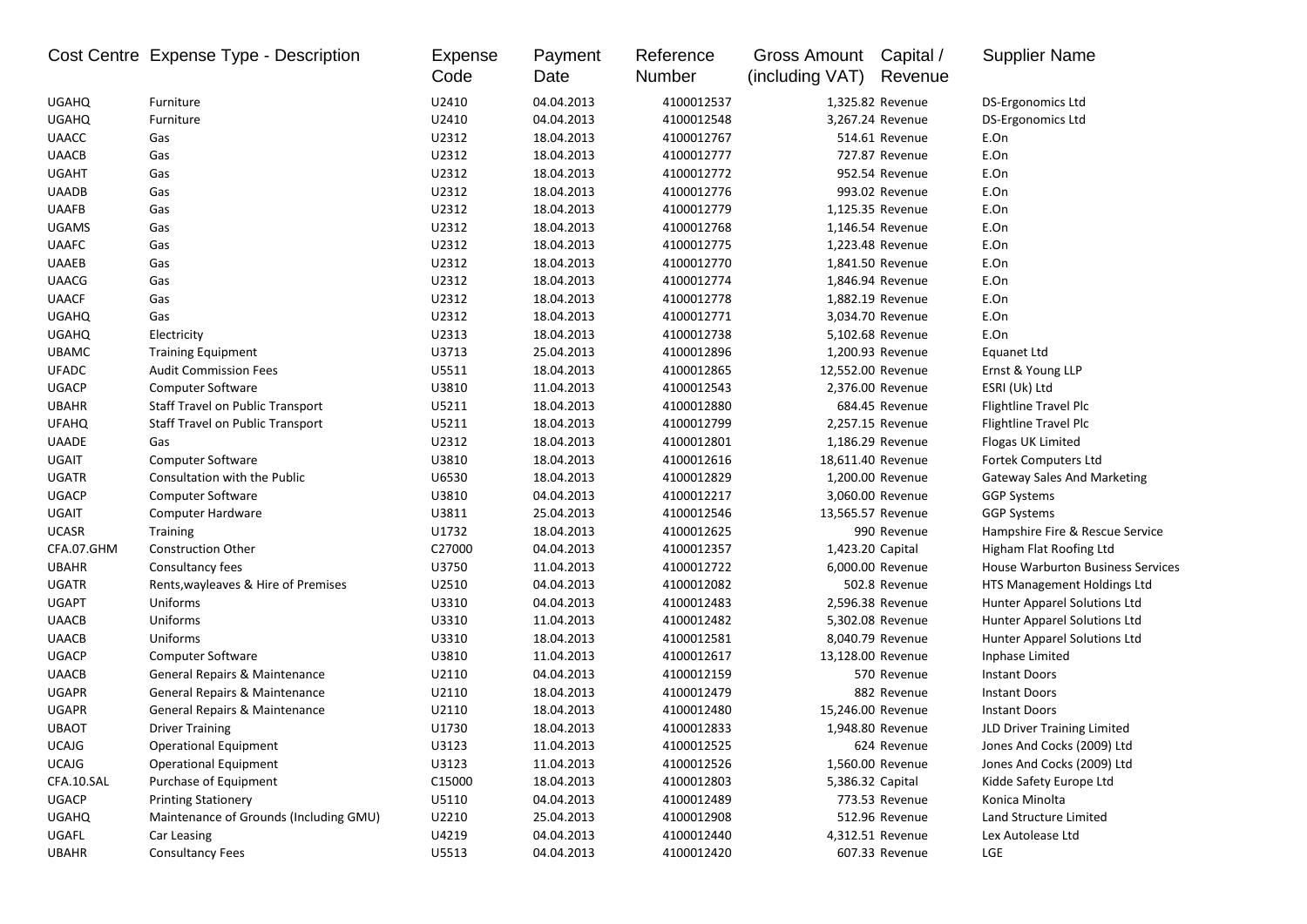| Cost Centre | Expense Type - Description | Expense Code | Payment Date | Reference Number | Gross Amount (including VAT) | Capital / Revenue | Supplier Name |
|---|---|---|---|---|---|---|---|
| UGAHQ | Furniture | U2410 | 04.04.2013 | 4100012537 | 1,325.82 | Revenue | DS-Ergonomics Ltd |
| UGAHQ | Furniture | U2410 | 04.04.2013 | 4100012548 | 3,267.24 | Revenue | DS-Ergonomics Ltd |
| UAACC | Gas | U2312 | 18.04.2013 | 4100012767 | 514.61 | Revenue | E.On |
| UAACB | Gas | U2312 | 18.04.2013 | 4100012777 | 727.87 | Revenue | E.On |
| UGAHT | Gas | U2312 | 18.04.2013 | 4100012772 | 952.54 | Revenue | E.On |
| UAADB | Gas | U2312 | 18.04.2013 | 4100012776 | 993.02 | Revenue | E.On |
| UAAFB | Gas | U2312 | 18.04.2013 | 4100012779 | 1,125.35 | Revenue | E.On |
| UGAMS | Gas | U2312 | 18.04.2013 | 4100012768 | 1,146.54 | Revenue | E.On |
| UAAFC | Gas | U2312 | 18.04.2013 | 4100012775 | 1,223.48 | Revenue | E.On |
| UAAEB | Gas | U2312 | 18.04.2013 | 4100012770 | 1,841.50 | Revenue | E.On |
| UAACG | Gas | U2312 | 18.04.2013 | 4100012774 | 1,846.94 | Revenue | E.On |
| UAACF | Gas | U2312 | 18.04.2013 | 4100012778 | 1,882.19 | Revenue | E.On |
| UGAHQ | Gas | U2312 | 18.04.2013 | 4100012771 | 3,034.70 | Revenue | E.On |
| UGAHQ | Electricity | U2313 | 18.04.2013 | 4100012738 | 5,102.68 | Revenue | E.On |
| UBAMC | Training Equipment | U3713 | 25.04.2013 | 4100012896 | 1,200.93 | Revenue | Equanet Ltd |
| UFADC | Audit Commission Fees | U5511 | 18.04.2013 | 4100012865 | 12,552.00 | Revenue | Ernst & Young LLP |
| UGACP | Computer Software | U3810 | 11.04.2013 | 4100012543 | 2,376.00 | Revenue | ESRI (Uk) Ltd |
| UBAHR | Staff Travel on Public Transport | U5211 | 18.04.2013 | 4100012880 | 684.45 | Revenue | Flightline Travel Plc |
| UFAHQ | Staff Travel on Public Transport | U5211 | 18.04.2013 | 4100012799 | 2,257.15 | Revenue | Flightline Travel Plc |
| UAADE | Gas | U2312 | 18.04.2013 | 4100012801 | 1,186.29 | Revenue | Flogas UK Limited |
| UGAIT | Computer Software | U3810 | 18.04.2013 | 4100012616 | 18,611.40 | Revenue | Fortek Computers Ltd |
| UGATR | Consultation with the Public | U6530 | 18.04.2013 | 4100012829 | 1,200.00 | Revenue | Gateway Sales And Marketing |
| UGACP | Computer Software | U3810 | 04.04.2013 | 4100012217 | 3,060.00 | Revenue | GGP Systems |
| UGAIT | Computer Hardware | U3811 | 25.04.2013 | 4100012546 | 13,565.57 | Revenue | GGP Systems |
| UCASR | Training | U1732 | 18.04.2013 | 4100012625 | 990 | Revenue | Hampshire Fire & Rescue Service |
| CFA.07.GHM | Construction Other | C27000 | 04.04.2013 | 4100012357 | 1,423.20 | Capital | Higham Flat Roofing Ltd |
| UBAHR | Consultancy fees | U3750 | 11.04.2013 | 4100012722 | 6,000.00 | Revenue | House Warburton Business Services |
| UGATR | Rents,wayleaves & Hire of Premises | U2510 | 04.04.2013 | 4100012082 | 502.8 | Revenue | HTS Management Holdings Ltd |
| UGAPT | Uniforms | U3310 | 04.04.2013 | 4100012483 | 2,596.38 | Revenue | Hunter Apparel Solutions Ltd |
| UAACB | Uniforms | U3310 | 11.04.2013 | 4100012482 | 5,302.08 | Revenue | Hunter Apparel Solutions Ltd |
| UAACB | Uniforms | U3310 | 18.04.2013 | 4100012581 | 8,040.79 | Revenue | Hunter Apparel Solutions Ltd |
| UGACP | Computer Software | U3810 | 11.04.2013 | 4100012617 | 13,128.00 | Revenue | Inphase Limited |
| UAACB | General Repairs & Maintenance | U2110 | 04.04.2013 | 4100012159 | 570 | Revenue | Instant Doors |
| UGAPR | General Repairs & Maintenance | U2110 | 18.04.2013 | 4100012479 | 882 | Revenue | Instant Doors |
| UGAPR | General Repairs & Maintenance | U2110 | 18.04.2013 | 4100012480 | 15,246.00 | Revenue | Instant Doors |
| UBAOT | Driver Training | U1730 | 18.04.2013 | 4100012833 | 1,948.80 | Revenue | JLD Driver Training Limited |
| UCAJG | Operational Equipment | U3123 | 11.04.2013 | 4100012525 | 624 | Revenue | Jones And Cocks (2009) Ltd |
| UCAJG | Operational Equipment | U3123 | 11.04.2013 | 4100012526 | 1,560.00 | Revenue | Jones And Cocks (2009) Ltd |
| CFA.10.SAL | Purchase of Equipment | C15000 | 18.04.2013 | 4100012803 | 5,386.32 | Capital | Kidde Safety Europe Ltd |
| UGACP | Printing Stationery | U5110 | 04.04.2013 | 4100012489 | 773.53 | Revenue | Konica Minolta |
| UGAHQ | Maintenance of Grounds (Including GMU) | U2210 | 25.04.2013 | 4100012908 | 512.96 | Revenue | Land Structure Limited |
| UGAFL | Car Leasing | U4219 | 04.04.2013 | 4100012440 | 4,312.51 | Revenue | Lex Autolease Ltd |
| UBAHR | Consultancy Fees | U5513 | 04.04.2013 | 4100012420 | 607.33 | Revenue | LGE |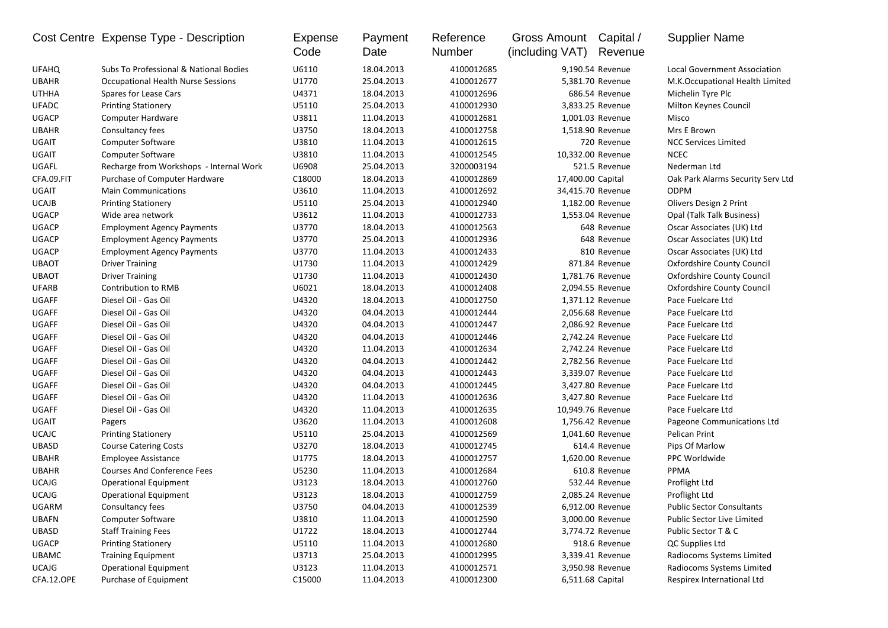| Cost Centre | Expense Type - Description | Expense Code | Payment Date | Reference Number | Gross Amount (including VAT) | Capital / Revenue | Supplier Name |
|---|---|---|---|---|---|---|---|
| UFAHQ | Subs To Professional & National Bodies | U6110 | 18.04.2013 | 4100012685 | 9,190.54 | Revenue | Local Government Association |
| UBAHR | Occupational Health Nurse Sessions | U1770 | 25.04.2013 | 4100012677 | 5,381.70 | Revenue | M.K.Occupational Health Limited |
| UTHHA | Spares for Lease Cars | U4371 | 18.04.2013 | 4100012696 | 686.54 | Revenue | Michelin Tyre Plc |
| UFADC | Printing Stationery | U5110 | 25.04.2013 | 4100012930 | 3,833.25 | Revenue | Milton Keynes Council |
| UGACP | Computer Hardware | U3811 | 11.04.2013 | 4100012681 | 1,001.03 | Revenue | Misco |
| UBAHR | Consultancy fees | U3750 | 18.04.2013 | 4100012758 | 1,518.90 | Revenue | Mrs E Brown |
| UGAIT | Computer Software | U3810 | 11.04.2013 | 4100012615 | 720 | Revenue | NCC Services Limited |
| UGAIT | Computer Software | U3810 | 11.04.2013 | 4100012545 | 10,332.00 | Revenue | NCEC |
| UGAFL | Recharge from Workshops - Internal Work | U6908 | 25.04.2013 | 3200003194 | 521.5 | Revenue | Nederman Ltd |
| CFA.09.FIT | Purchase of Computer Hardware | C18000 | 18.04.2013 | 4100012869 | 17,400.00 | Capital | Oak Park Alarms Security Serv Ltd |
| UGAIT | Main Communications | U3610 | 11.04.2013 | 4100012692 | 34,415.70 | Revenue | ODPM |
| UCAJB | Printing Stationery | U5110 | 25.04.2013 | 4100012940 | 1,182.00 | Revenue | Olivers Design 2 Print |
| UGACP | Wide area network | U3612 | 11.04.2013 | 4100012733 | 1,553.04 | Revenue | Opal (Talk Talk Business) |
| UGACP | Employment Agency Payments | U3770 | 18.04.2013 | 4100012563 | 648 | Revenue | Oscar Associates (UK) Ltd |
| UGACP | Employment Agency Payments | U3770 | 25.04.2013 | 4100012936 | 648 | Revenue | Oscar Associates (UK) Ltd |
| UGACP | Employment Agency Payments | U3770 | 11.04.2013 | 4100012433 | 810 | Revenue | Oscar Associates (UK) Ltd |
| UBAOT | Driver Training | U1730 | 11.04.2013 | 4100012429 | 871.84 | Revenue | Oxfordshire County Council |
| UBAOT | Driver Training | U1730 | 11.04.2013 | 4100012430 | 1,781.76 | Revenue | Oxfordshire County Council |
| UFARB | Contribution to RMB | U6021 | 18.04.2013 | 4100012408 | 2,094.55 | Revenue | Oxfordshire County Council |
| UGAFF | Diesel Oil - Gas Oil | U4320 | 18.04.2013 | 4100012750 | 1,371.12 | Revenue | Pace Fuelcare Ltd |
| UGAFF | Diesel Oil - Gas Oil | U4320 | 04.04.2013 | 4100012444 | 2,056.68 | Revenue | Pace Fuelcare Ltd |
| UGAFF | Diesel Oil - Gas Oil | U4320 | 04.04.2013 | 4100012447 | 2,086.92 | Revenue | Pace Fuelcare Ltd |
| UGAFF | Diesel Oil - Gas Oil | U4320 | 04.04.2013 | 4100012446 | 2,742.24 | Revenue | Pace Fuelcare Ltd |
| UGAFF | Diesel Oil - Gas Oil | U4320 | 11.04.2013 | 4100012634 | 2,742.24 | Revenue | Pace Fuelcare Ltd |
| UGAFF | Diesel Oil - Gas Oil | U4320 | 04.04.2013 | 4100012442 | 2,782.56 | Revenue | Pace Fuelcare Ltd |
| UGAFF | Diesel Oil - Gas Oil | U4320 | 04.04.2013 | 4100012443 | 3,339.07 | Revenue | Pace Fuelcare Ltd |
| UGAFF | Diesel Oil - Gas Oil | U4320 | 04.04.2013 | 4100012445 | 3,427.80 | Revenue | Pace Fuelcare Ltd |
| UGAFF | Diesel Oil - Gas Oil | U4320 | 11.04.2013 | 4100012636 | 3,427.80 | Revenue | Pace Fuelcare Ltd |
| UGAFF | Diesel Oil - Gas Oil | U4320 | 11.04.2013 | 4100012635 | 10,949.76 | Revenue | Pace Fuelcare Ltd |
| UGAIT | Pagers | U3620 | 11.04.2013 | 4100012608 | 1,756.42 | Revenue | Pageone Communications Ltd |
| UCAJC | Printing Stationery | U5110 | 25.04.2013 | 4100012569 | 1,041.60 | Revenue | Pelican Print |
| UBASD | Course Catering Costs | U3270 | 18.04.2013 | 4100012745 | 614.4 | Revenue | Pips Of Marlow |
| UBAHR | Employee Assistance | U1775 | 18.04.2013 | 4100012757 | 1,620.00 | Revenue | PPC Worldwide |
| UBAHR | Courses And Conference Fees | U5230 | 11.04.2013 | 4100012684 | 610.8 | Revenue | PPMA |
| UCAJG | Operational Equipment | U3123 | 18.04.2013 | 4100012760 | 532.44 | Revenue | Proflight Ltd |
| UCAJG | Operational Equipment | U3123 | 18.04.2013 | 4100012759 | 2,085.24 | Revenue | Proflight Ltd |
| UGARM | Consultancy fees | U3750 | 04.04.2013 | 4100012539 | 6,912.00 | Revenue | Public Sector Consultants |
| UBAFN | Computer Software | U3810 | 11.04.2013 | 4100012590 | 3,000.00 | Revenue | Public Sector Live Limited |
| UBASD | Staff Training Fees | U1722 | 18.04.2013 | 4100012744 | 3,774.72 | Revenue | Public Sector T & C |
| UGACP | Printing Stationery | U5110 | 11.04.2013 | 4100012680 | 918.6 | Revenue | QC Supplies Ltd |
| UBAMC | Training Equipment | U3713 | 25.04.2013 | 4100012995 | 3,339.41 | Revenue | Radiocoms Systems Limited |
| UCAJG | Operational Equipment | U3123 | 11.04.2013 | 4100012571 | 3,950.98 | Revenue | Radiocoms Systems Limited |
| CFA.12.OPE | Purchase of Equipment | C15000 | 11.04.2013 | 4100012300 | 6,511.68 | Capital | Respirex International Ltd |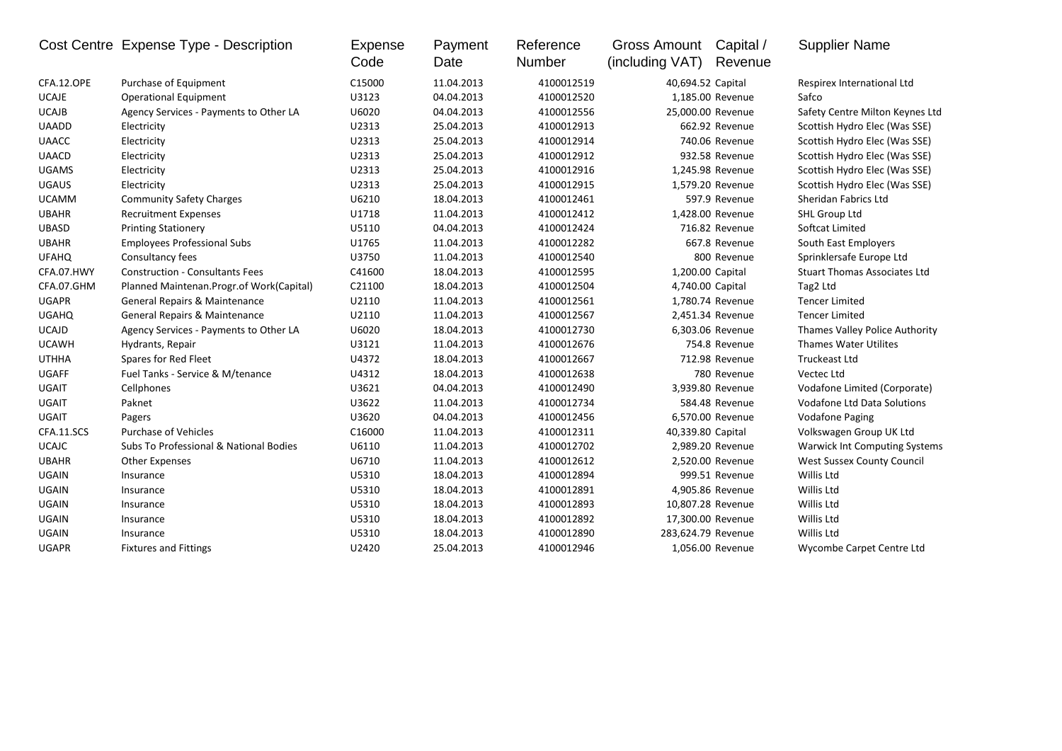| Cost Centre | Expense Type - Description | Expense Code | Payment Date | Reference Number | Gross Amount (including VAT) | Capital / Revenue | Supplier Name |
|---|---|---|---|---|---|---|---|
| CFA.12.OPE | Purchase of Equipment | C15000 | 11.04.2013 | 4100012519 | 40,694.52 | Capital | Respirex International Ltd |
| UCAJE | Operational Equipment | U3123 | 04.04.2013 | 4100012520 | 1,185.00 | Revenue | Safco |
| UCAJB | Agency Services - Payments to Other LA | U6020 | 04.04.2013 | 4100012556 | 25,000.00 | Revenue | Safety Centre Milton Keynes Ltd |
| UAADD | Electricity | U2313 | 25.04.2013 | 4100012913 | 662.92 | Revenue | Scottish Hydro Elec (Was SSE) |
| UAACC | Electricity | U2313 | 25.04.2013 | 4100012914 | 740.06 | Revenue | Scottish Hydro Elec (Was SSE) |
| UAACD | Electricity | U2313 | 25.04.2013 | 4100012912 | 932.58 | Revenue | Scottish Hydro Elec (Was SSE) |
| UGAMS | Electricity | U2313 | 25.04.2013 | 4100012916 | 1,245.98 | Revenue | Scottish Hydro Elec (Was SSE) |
| UGAUS | Electricity | U2313 | 25.04.2013 | 4100012915 | 1,579.20 | Revenue | Scottish Hydro Elec (Was SSE) |
| UCAMM | Community Safety Charges | U6210 | 18.04.2013 | 4100012461 | 597.9 | Revenue | Sheridan Fabrics Ltd |
| UBAHR | Recruitment Expenses | U1718 | 11.04.2013 | 4100012412 | 1,428.00 | Revenue | SHL Group Ltd |
| UBASD | Printing Stationery | U5110 | 04.04.2013 | 4100012424 | 716.82 | Revenue | Softcat Limited |
| UBAHR | Employees Professional Subs | U1765 | 11.04.2013 | 4100012282 | 667.8 | Revenue | South East Employers |
| UFAHQ | Consultancy fees | U3750 | 11.04.2013 | 4100012540 | 800 | Revenue | Sprinklersafe Europe Ltd |
| CFA.07.HWY | Construction - Consultants Fees | C41600 | 18.04.2013 | 4100012595 | 1,200.00 | Capital | Stuart Thomas Associates Ltd |
| CFA.07.GHM | Planned Maintenan.Progr.of Work(Capital) | C21100 | 18.04.2013 | 4100012504 | 4,740.00 | Capital | Tag2 Ltd |
| UGAPR | General Repairs & Maintenance | U2110 | 11.04.2013 | 4100012561 | 1,780.74 | Revenue | Tencer Limited |
| UGAHQ | General Repairs & Maintenance | U2110 | 11.04.2013 | 4100012567 | 2,451.34 | Revenue | Tencer Limited |
| UCAJD | Agency Services - Payments to Other LA | U6020 | 18.04.2013 | 4100012730 | 6,303.06 | Revenue | Thames Valley Police Authority |
| UCAWH | Hydrants, Repair | U3121 | 11.04.2013 | 4100012676 | 754.8 | Revenue | Thames Water Utilites |
| UTHHA | Spares for Red Fleet | U4372 | 18.04.2013 | 4100012667 | 712.98 | Revenue | Truckeast Ltd |
| UGAFF | Fuel Tanks - Service & M/tenance | U4312 | 18.04.2013 | 4100012638 | 780 | Revenue | Vectec Ltd |
| UGAIT | Cellphones | U3621 | 04.04.2013 | 4100012490 | 3,939.80 | Revenue | Vodafone Limited (Corporate) |
| UGAIT | Paknet | U3622 | 11.04.2013 | 4100012734 | 584.48 | Revenue | Vodafone Ltd Data Solutions |
| UGAIT | Pagers | U3620 | 04.04.2013 | 4100012456 | 6,570.00 | Revenue | Vodafone Paging |
| CFA.11.SCS | Purchase of Vehicles | C16000 | 11.04.2013 | 4100012311 | 40,339.80 | Capital | Volkswagen Group UK Ltd |
| UCAJC | Subs To Professional & National Bodies | U6110 | 11.04.2013 | 4100012702 | 2,989.20 | Revenue | Warwick Int Computing Systems |
| UBAHR | Other Expenses | U6710 | 11.04.2013 | 4100012612 | 2,520.00 | Revenue | West Sussex County Council |
| UGAIN | Insurance | U5310 | 18.04.2013 | 4100012894 | 999.51 | Revenue | Willis Ltd |
| UGAIN | Insurance | U5310 | 18.04.2013 | 4100012891 | 4,905.86 | Revenue | Willis Ltd |
| UGAIN | Insurance | U5310 | 18.04.2013 | 4100012893 | 10,807.28 | Revenue | Willis Ltd |
| UGAIN | Insurance | U5310 | 18.04.2013 | 4100012892 | 17,300.00 | Revenue | Willis Ltd |
| UGAIN | Insurance | U5310 | 18.04.2013 | 4100012890 | 283,624.79 | Revenue | Willis Ltd |
| UGAPR | Fixtures and Fittings | U2420 | 25.04.2013 | 4100012946 | 1,056.00 | Revenue | Wycombe Carpet Centre Ltd |